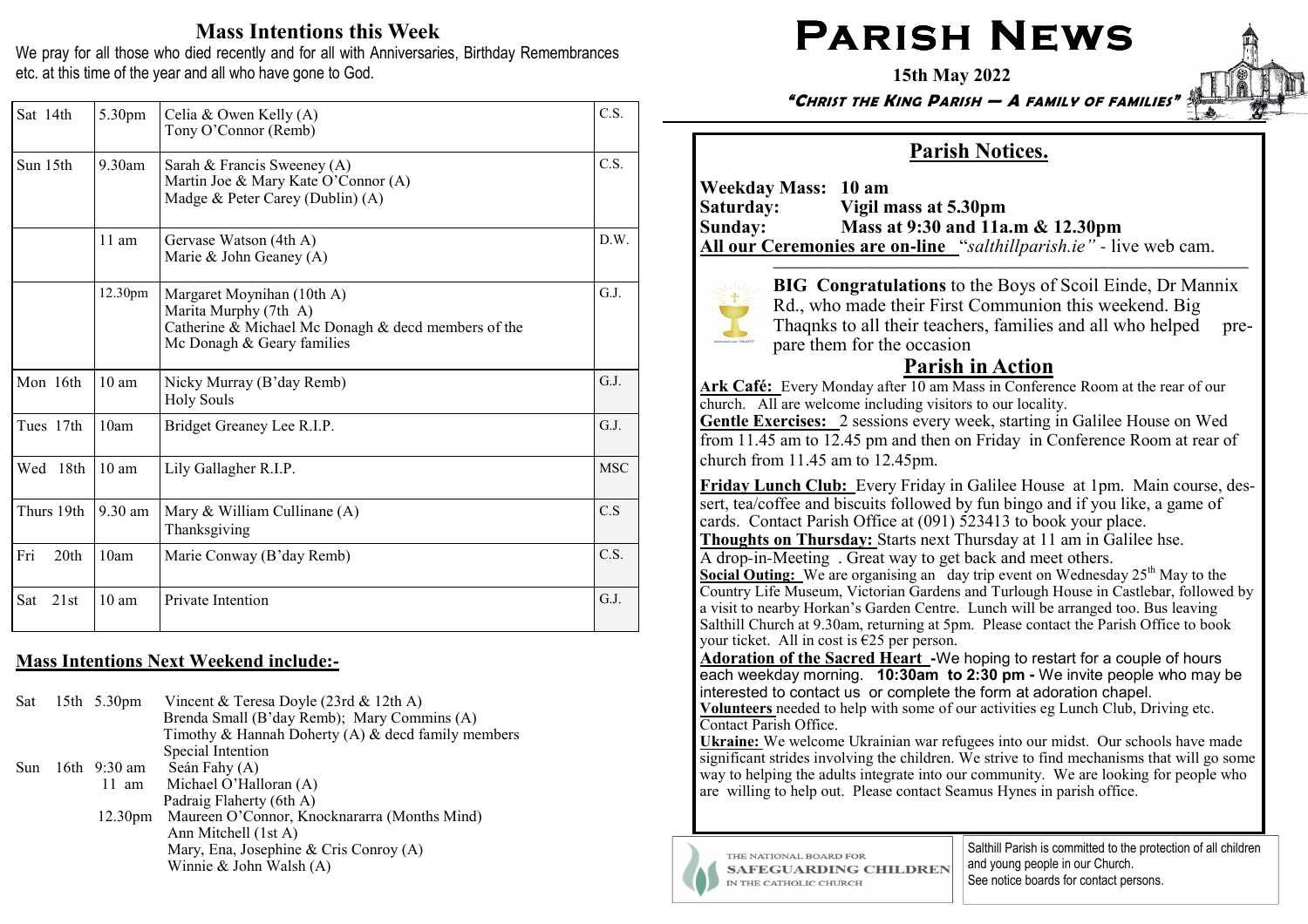## Mass Intentions this Week

We pray for all those who died recently and for all with Anniversaries, Birthday Remembrances etc. at this time of the year and all who have gone to God.

| | | | |
|---|---|---|---|
| Sat 14th | 5.30pm | Celia & Owen Kelly (A)<br>Tony O'Connor (Remb) | C.S. |
| Sun 15th | 9.30am | Sarah & Francis Sweeney (A)<br>Martin Joe & Mary Kate O'Connor (A)<br>Madge & Peter Carey (Dublin) (A) | C.S. |
| | 11 am | Gervase Watson (4th A)<br>Marie & John Geaney (A) | D.W. |
| | 12.30pm | Margaret Moynihan (10th A)<br>Marita Murphy (7th A)<br>Catherine & Michael Mc Donagh & decd members of the Mc Donagh & Geary families | G.J. |
| Mon 16th | 10 am | Nicky Murray (B'day Remb)<br>Holy Souls | G.J. |
| Tues 17th | 10am | Bridget Greaney Lee R.I.P. | G.J. |
| Wed 18th | 10 am | Lily Gallagher R.I.P. | MSC |
| Thurs 19th | 9.30 am | Mary & William Cullinane (A)<br>Thanksgiving | C.S |
| Fri 20th | 10am | Marie Conway (B'day Remb) | C.S. |
| Sat 21st | 10 am | Private Intention | G.J. |

### Mass Intentions Next Weekend include:-

Sat 15th 5.30pm Vincent & Teresa Doyle (23rd & 12th A)
Brenda Small (B'day Remb); Mary Commins (A)
Timothy & Hannah Doherty (A) & decd family members
Special Intention

Sun 16th 9:30 am Seán Fahy (A)
11 am Michael O'Halloran (A)
Padraig Flaherty (6th A)
12.30pm Maureen O'Connor, Knocknararra (Months Mind)
Ann Mitchell (1st A)
Mary, Ena, Josephine & Cris Conroy (A)
Winnie & John Walsh (A)

# Parish News

**15th May 2022**

*"Christ the King Parish — A family of families"*

## Parish Notices.

**Weekday Mass: 10 am**
**Saturday: Vigil mass at 5.30pm**
**Sunday: Mass at 9:30 and 11a.m & 12.30pm**
**All our Ceremonies are on-line** "*salthillparish.ie"* - live web cam.

**BIG Congratulations** to the Boys of Scoil Einde, Dr Mannix Rd., who made their First Communion this weekend. Big Thaqnks to all their teachers, families and all who helped pre-pare them for the occasion

## Parish in Action

**Ark Café:** Every Monday after 10 am Mass in Conference Room at the rear of our church. All are welcome including visitors to our locality.

**Gentle Exercises:** 2 sessions every week, starting in Galilee House on Wed from 11.45 am to 12.45 pm and then on Friday in Conference Room at rear of church from 11.45 am to 12.45pm.

**Friday Lunch Club:** Every Friday in Galilee House at 1pm. Main course, dessert, tea/coffee and biscuits followed by fun bingo and if you like, a game of cards. Contact Parish Office at (091) 523413 to book your place.

**Thoughts on Thursday:** Starts next Thursday at 11 am in Galilee hse. A drop-in-Meeting . Great way to get back and meet others.

**Social Outing:** We are organising an day trip event on Wednesday 25th May to the Country Life Museum, Victorian Gardens and Turlough House in Castlebar, followed by a visit to nearby Horkan's Garden Centre. Lunch will be arranged too. Bus leaving Salthill Church at 9.30am, returning at 5pm. Please contact the Parish Office to book your ticket. All in cost is €25 per person.

**Adoration of the Sacred Heart** -We hoping to restart for a couple of hours each weekday morning. **10:30am to 2:30 pm -** We invite people who may be interested to contact us or complete the form at adoration chapel.

**Volunteers** needed to help with some of our activities eg Lunch Club, Driving etc. Contact Parish Office.

**Ukraine:** We welcome Ukrainian war refugees into our midst. Our schools have made significant strides involving the children. We strive to find mechanisms that will go some way to helping the adults integrate into our community. We are looking for people who are willing to help out. Please contact Seamus Hynes in parish office.

THE NATIONAL BOARD FOR SAFEGUARDING CHILDREN IN THE CATHOLIC CHURCH

Salthill Parish is committed to the protection of all children and young people in our Church. See notice boards for contact persons.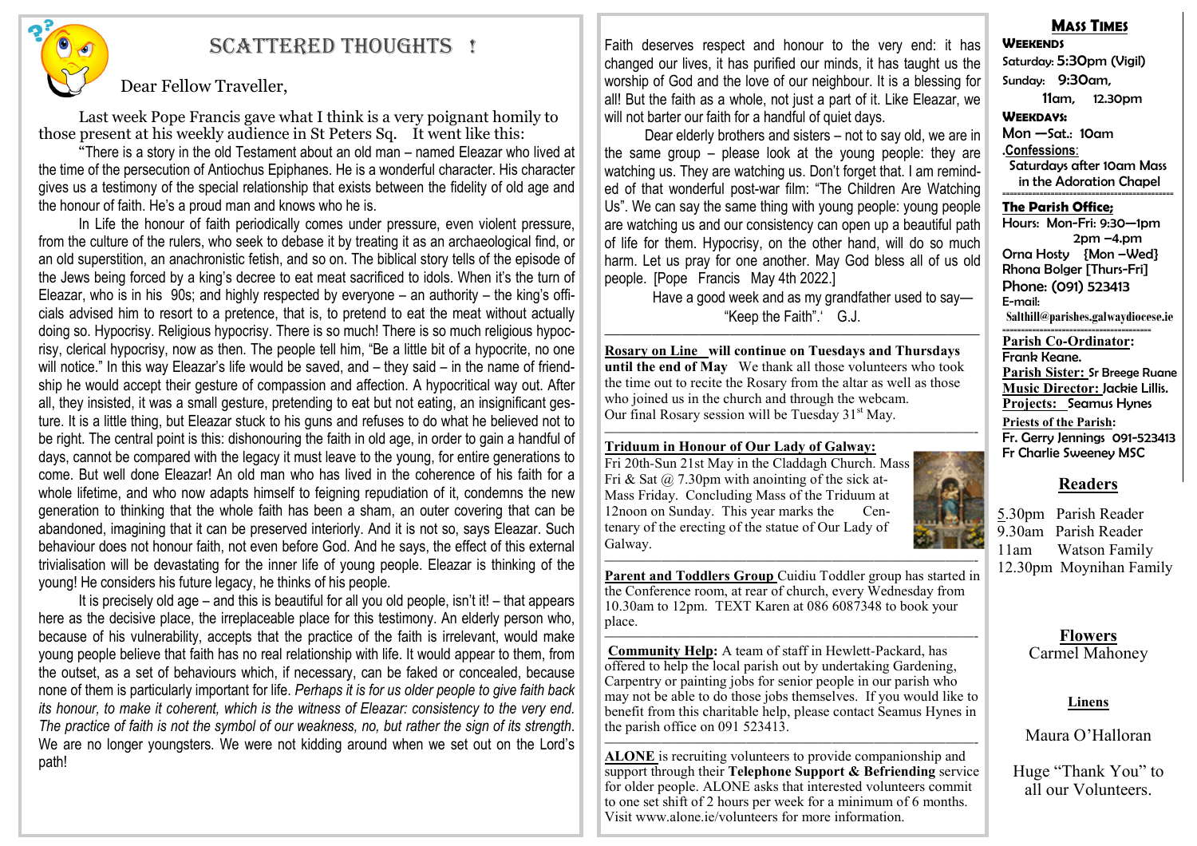# SCATTERED THOUGHTS !

Dear Fellow Traveller,

Last week Pope Francis gave what I think is a very poignant homily to those present at his weekly audience in St Peters Sq. It went like this:

"There is a story in the old Testament about an old man – named Eleazar who lived at the time of the persecution of Antiochus Epiphanes. He is a wonderful character. His character gives us a testimony of the special relationship that exists between the fidelity of old age and the honour of faith. He's a proud man and knows who he is.

In Life the honour of faith periodically comes under pressure, even violent pressure, from the culture of the rulers, who seek to debase it by treating it as an archaeological find, or an old superstition, an anachronistic fetish, and so on. The biblical story tells of the episode of the Jews being forced by a king's decree to eat meat sacrificed to idols. When it's the turn of Eleazar, who is in his 90s; and highly respected by everyone – an authority – the king's officials advised him to resort to a pretence, that is, to pretend to eat the meat without actually doing so. Hypocrisy. Religious hypocrisy. There is so much! There is so much religious hypocrisy, clerical hypocrisy, now as then. The people tell him, "Be a little bit of a hypocrite, no one will notice." In this way Eleazar's life would be saved, and – they said – in the name of friendship he would accept their gesture of compassion and affection. A hypocritical way out. After all, they insisted, it was a small gesture, pretending to eat but not eating, an insignificant gesture. It is a little thing, but Eleazar stuck to his guns and refuses to do what he believed not to be right. The central point is this: dishonouring the faith in old age, in order to gain a handful of days, cannot be compared with the legacy it must leave to the young, for entire generations to come. But well done Eleazar! An old man who has lived in the coherence of his faith for a whole lifetime, and who now adapts himself to feigning repudiation of it, condemns the new generation to thinking that the whole faith has been a sham, an outer covering that can be abandoned, imagining that it can be preserved interiorly. And it is not so, says Eleazar. Such behaviour does not honour faith, not even before God. And he says, the effect of this external trivialisation will be devastating for the inner life of young people. Eleazar is thinking of the young! He considers his future legacy, he thinks of his people.

It is precisely old age – and this is beautiful for all you old people, isn't it! – that appears here as the decisive place, the irreplaceable place for this testimony. An elderly person who, because of his vulnerability, accepts that the practice of the faith is irrelevant, would make young people believe that faith has no real relationship with life. It would appear to them, from the outset, as a set of behaviours which, if necessary, can be faked or concealed, because none of them is particularly important for life. *Perhaps it is for us older people to give faith back its honour, to make it coherent, which is the witness of Eleazar: consistency to the very end. The practice of faith is not the symbol of our weakness, no, but rather the sign of its strength.* We are no longer youngsters. We were not kidding around when we set out on the Lord's path!

Faith deserves respect and honour to the very end: it has changed our lives, it has purified our minds, it has taught us the worship of God and the love of our neighbour. It is a blessing for all! But the faith as a whole, not just a part of it. Like Eleazar, we will not barter our faith for a handful of quiet days.

Dear elderly brothers and sisters – not to say old, we are in the same group – please look at the young people: they are watching us. They are watching us. Don't forget that. I am reminded of that wonderful post-war film: "The Children Are Watching Us". We can say the same thing with young people: young people are watching us and our consistency can open up a beautiful path of life for them. Hypocrisy, on the other hand, will do so much harm. Let us pray for one another. May God bless all of us old people. [Pope Francis May 4th 2022.]

Have a good week and as my grandfather used to say—
"Keep the Faith".' G.J.

---

**Rosary on Line will continue on Tuesdays and Thursdays until the end of May** We thank all those volunteers who took the time out to recite the Rosary from the altar as well as those who joined us in the church and through the webcam. Our final Rosary session will be Tuesday 31st May.

---

**Triduum in Honour of Our Lady of Galway:**
Fri 20th-Sun 21st May in the Claddagh Church. Mass Fri & Sat @ 7.30pm with anointing of the sick at-Mass Friday. Concluding Mass of the Triduum at 12noon on Sunday. This year marks the Centenary of the erecting of the statue of Our Lady of Galway.

---

**Parent and Toddlers Group** Cuidiu Toddler group has started in the Conference room, at rear of church, every Wednesday from 10.30am to 12pm. TEXT Karen at 086 6087348 to book your place.

---

**Community Help:** A team of staff in Hewlett-Packard, has offered to help the local parish out by undertaking Gardening, Carpentry or painting jobs for senior people in our parish who may not be able to do those jobs themselves. If you would like to benefit from this charitable help, please contact Seamus Hynes in the parish office on 091 523413.

---

**ALONE** is recruiting volunteers to provide companionship and support through their **Telephone Support & Befriending** service for older people. ALONE asks that interested volunteers commit to one set shift of 2 hours per week for a minimum of 6 months. Visit www.alone.ie/volunteers for more information.

---

## Mass Times

**Weekends**
Saturday: 5:30pm (Vigil)
Sunday: 9:30am, 11am, 12.30pm

**Weekdays:**
Mon —Sat.: 10am

**Confessions**:
Saturdays after 10am Mass in the Adoration Chapel

**The Parish Office;**
Hours: Mon-Fri: 9:30—1pm
2pm –4.pm
Orna Hosty {Mon –Wed}
Rhona Bolger [Thurs-Fri]
Phone: (091) 523413
E-mail:
Salthill@parishes.galwaydiocese.ie

**Parish Co-Ordinator:** Frank Keane.
**Parish Sister:** Sr Breege Ruane
**Music Director:** Jackie Lillis.
**Projects:** Seamus Hynes
**Priests of the Parish:**
Fr. Gerry Jennings 091-523413
Fr Charlie Sweeney MSC

## Readers

5.30pm Parish Reader
9.30am Parish Reader
11am Watson Family
12.30pm Moynihan Family

## Flowers

Carmel Mahoney

## Linens

Maura O'Halloran

Huge "Thank You" to all our Volunteers.